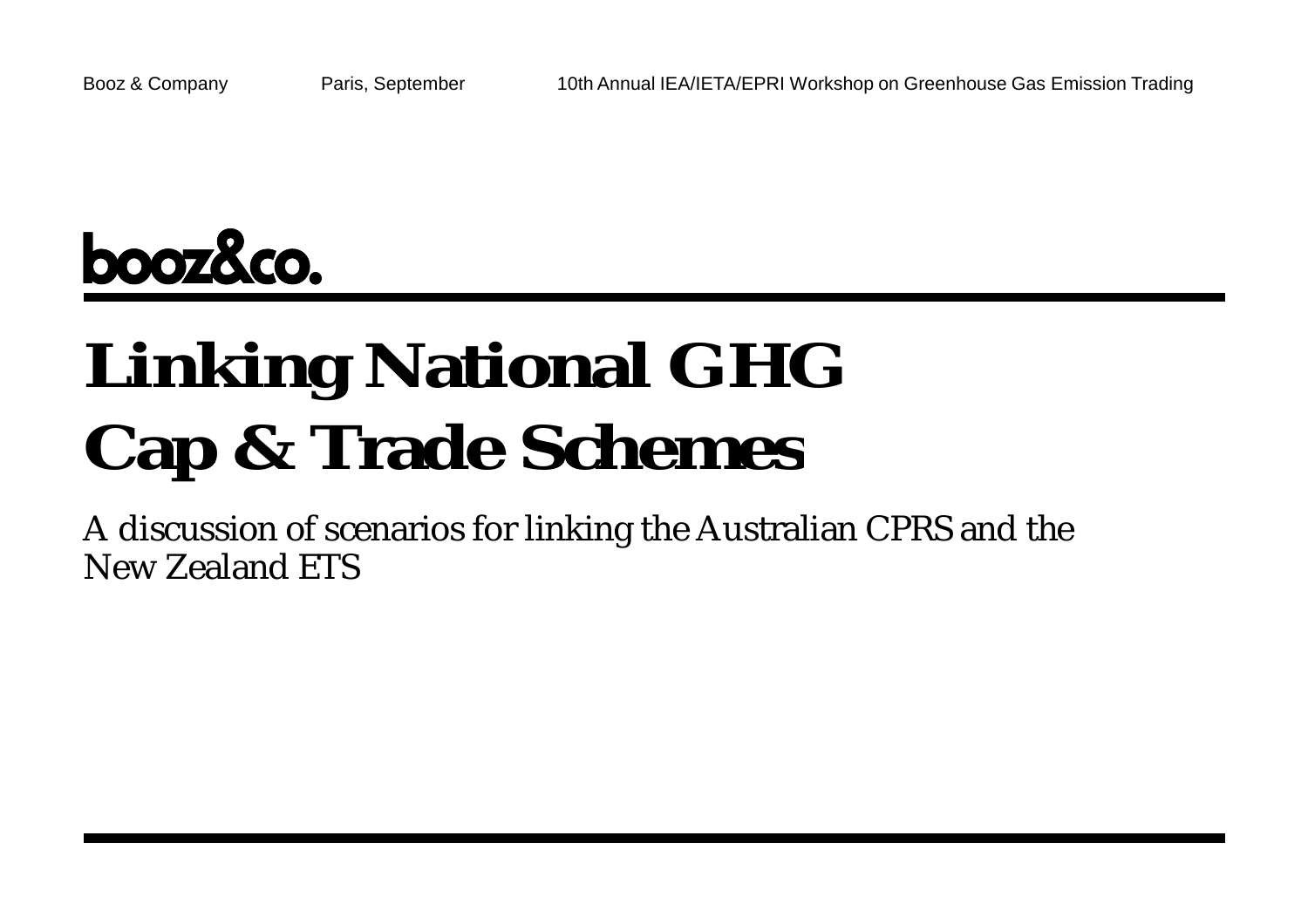Booz & Company Paris, September 10th Annual IEA/IETA/EPRI Workshop on Greenhouse Gas Emission Trading

booz&co.

# Linking National GHG Cap & Trade Schemes

A discussion of scenarios for linking the Australian CPRS and the New Zealand ETS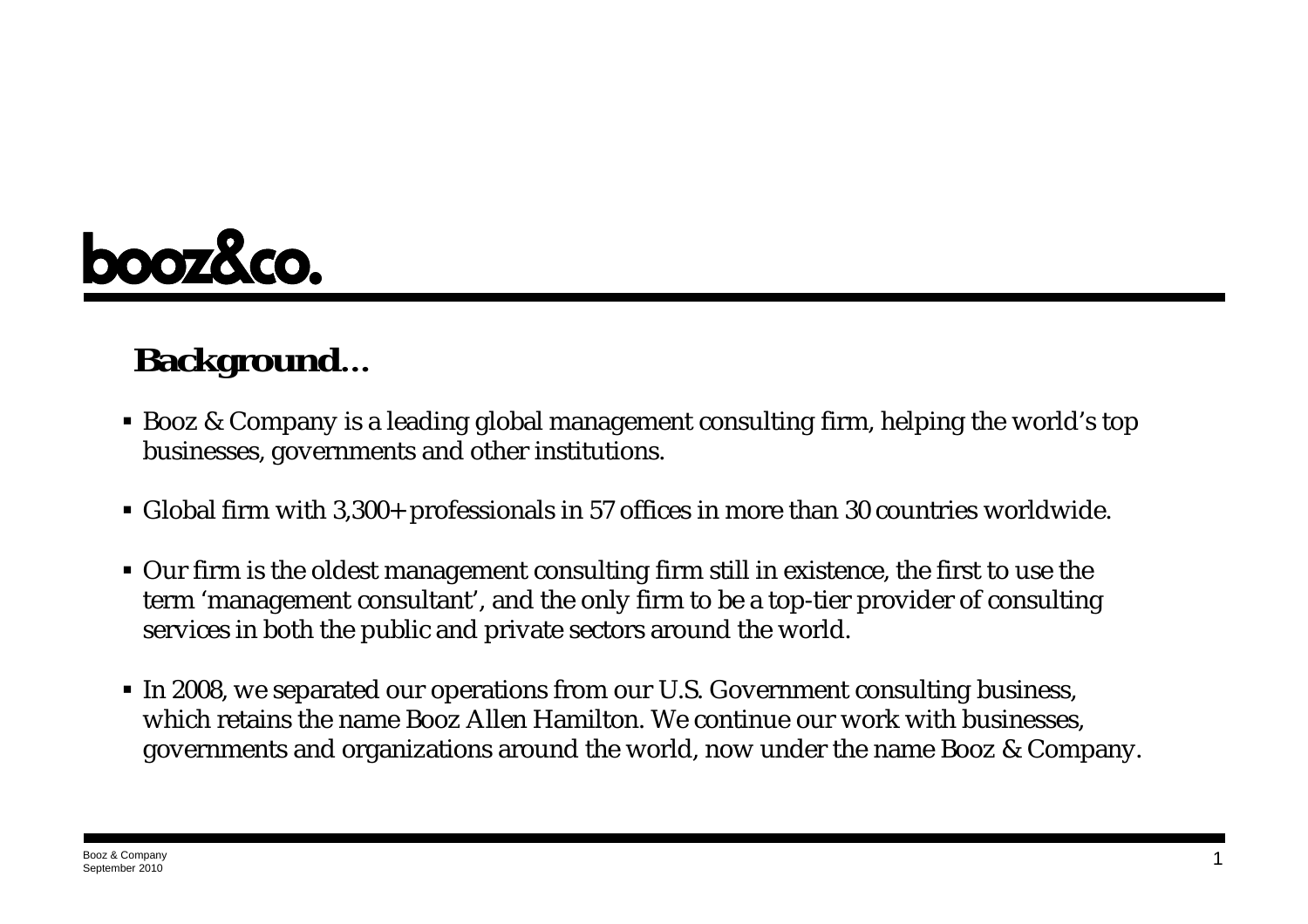booz&co.

## Background…

- Booz & Company is a leading global management consulting firm, helping the world's top businesses, governments and other institutions.
- Global firm with 3,300+ professionals in 57 offices in more than 30 countries worldwide.
- Our firm is the oldest management consulting firm still in existence, the first to use the term 'management consultant', and the only firm to be a top-tier provider of consulting services in both the public and private sectors around the world.
- In 2008, we separated our operations from our U.S. Government consulting business, which retains the name Booz Allen Hamilton. We continue our work with businesses, governments and organizations around the world, now under the name Booz & Company.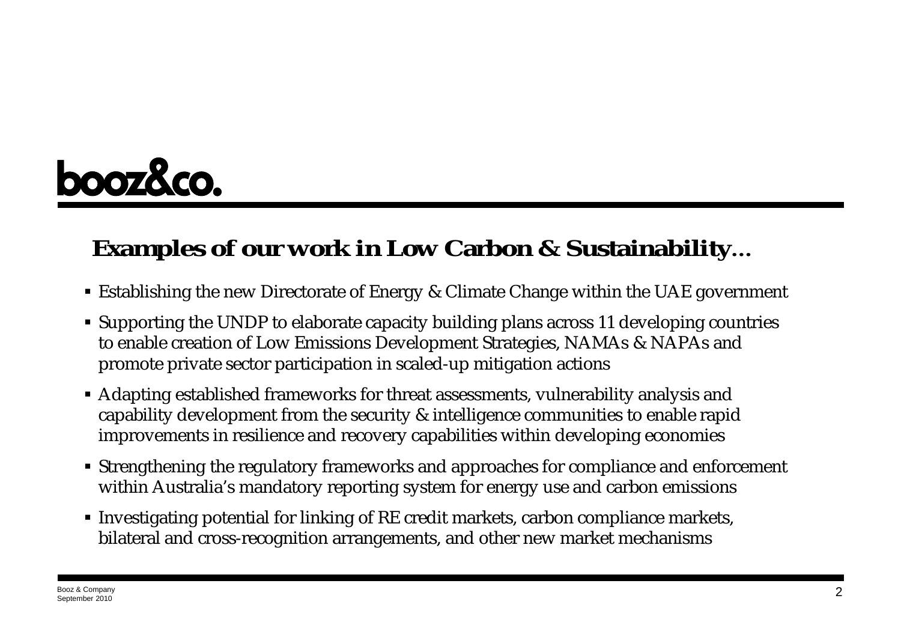booz&co.

## Examples of our work in Low Carbon & Sustainability…

- Establishing the new Directorate of Energy & Climate Change within the UAE government
- Supporting the UNDP to elaborate capacity building plans across 11 developing countries to enable creation of Low Emissions Development Strategies, NAMAs & NAPAs and promote private sector participation in scaled-up mitigation actions
- Adapting established frameworks for threat assessments, vulnerability analysis and capability development from the security & intelligence communities to enable rapid improvements in resilience and recovery capabilities within developing economies
- Strengthening the regulatory frameworks and approaches for compliance and enforcement within Australia's mandatory reporting system for energy use and carbon emissions
- Investigating potential for linking of RE credit markets, carbon compliance markets, bilateral and cross-recognition arrangements, and other new market mechanisms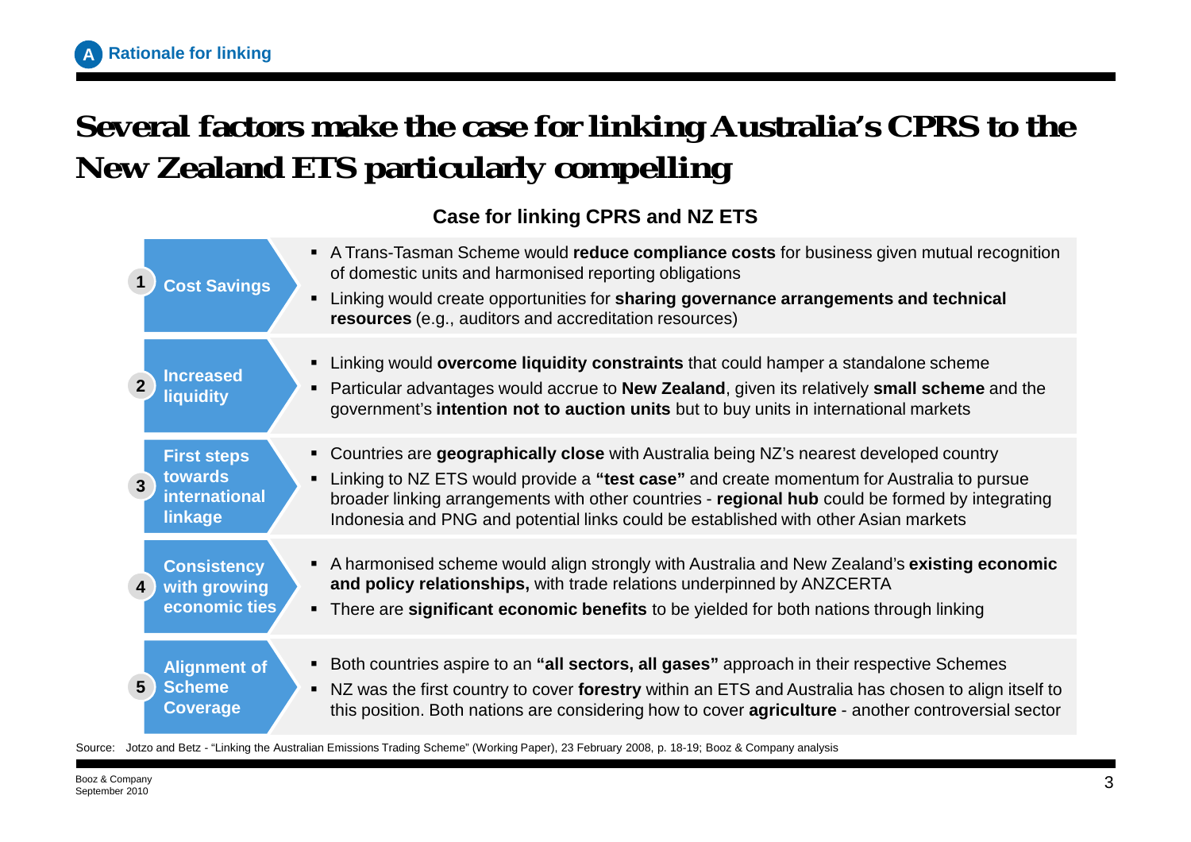**A** **Rationale for linking**

# Several factors make the case for linking Australia's CPRS to the New Zealand ETS particularly compelling

## Case for linking CPRS and NZ ETS

| | |
|---|---|
| **1 Cost Savings** | ▪ A Trans-Tasman Scheme would **reduce compliance costs** for business given mutual recognition of domestic units and harmonised reporting obligations<br>▪ Linking would create opportunities for **sharing governance arrangements and technical resources** (e.g., auditors and accreditation resources) |
| **2 Increased liquidity** | ▪ Linking would **overcome liquidity constraints** that could hamper a standalone scheme<br>▪ Particular advantages would accrue to **New Zealand**, given its relatively **small scheme** and the government's **intention not to auction units** but to buy units in international markets |
| **3 First steps towards international linkage** | ▪ Countries are **geographically close** with Australia being NZ's nearest developed country<br>▪ Linking to NZ ETS would provide a **"test case"** and create momentum for Australia to pursue broader linking arrangements with other countries - **regional hub** could be formed by integrating Indonesia and PNG and potential links could be established with other Asian markets |
| **4 Consistency with growing economic ties** | ▪ A harmonised scheme would align strongly with Australia and New Zealand's **existing economic and policy relationships,** with trade relations underpinned by ANZCERTA<br>▪ There are **significant economic benefits** to be yielded for both nations through linking |
| **5 Alignment of Scheme Coverage** | ▪ Both countries aspire to an **"all sectors, all gases"** approach in their respective Schemes<br>▪ NZ was the first country to cover **forestry** within an ETS and Australia has chosen to align itself to this position. Both nations are considering how to cover **agriculture** - another controversial sector |

Source: Jotzo and Betz - "Linking the Australian Emissions Trading Scheme" (Working Paper), 23 February 2008, p. 18-19; Booz & Company analysis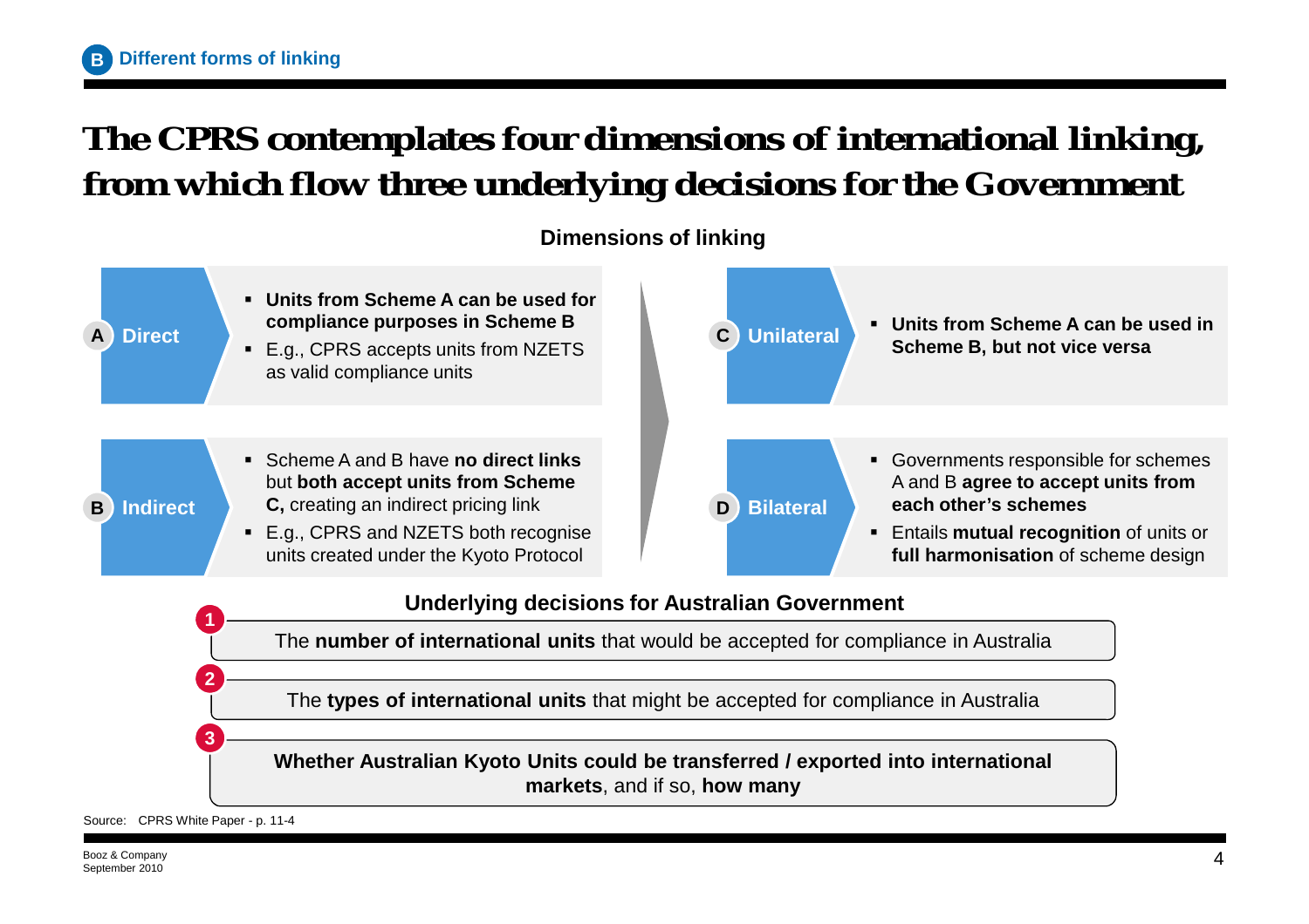**B** Different forms of linking

# The CPRS contemplates four dimensions of international linking, from which flow three underlying decisions for the Government

**Dimensions of linking**

**A Direct**
- **Units from Scheme A can be used for compliance purposes in Scheme B**
- E.g., CPRS accepts units from NZETS as valid compliance units

**B Indirect**
- Scheme A and B have **no direct links** but **both accept units from Scheme C,** creating an indirect pricing link
- E.g., CPRS and NZETS both recognise units created under the Kyoto Protocol

**C Unilateral**
- **Units from Scheme A can be used in Scheme B, but not vice versa**

**D Bilateral**
- Governments responsible for schemes A and B **agree to accept units from each other's schemes**
- Entails **mutual recognition** of units or **full harmonisation** of scheme design

**Underlying decisions for Australian Government**

1. The **number of international units** that would be accepted for compliance in Australia
2. The **types of international units** that might be accepted for compliance in Australia
3. **Whether Australian Kyoto Units could be transferred / exported into international markets**, and if so, **how many**

Source: CPRS White Paper - p. 11-4

Booz & Company
September 2010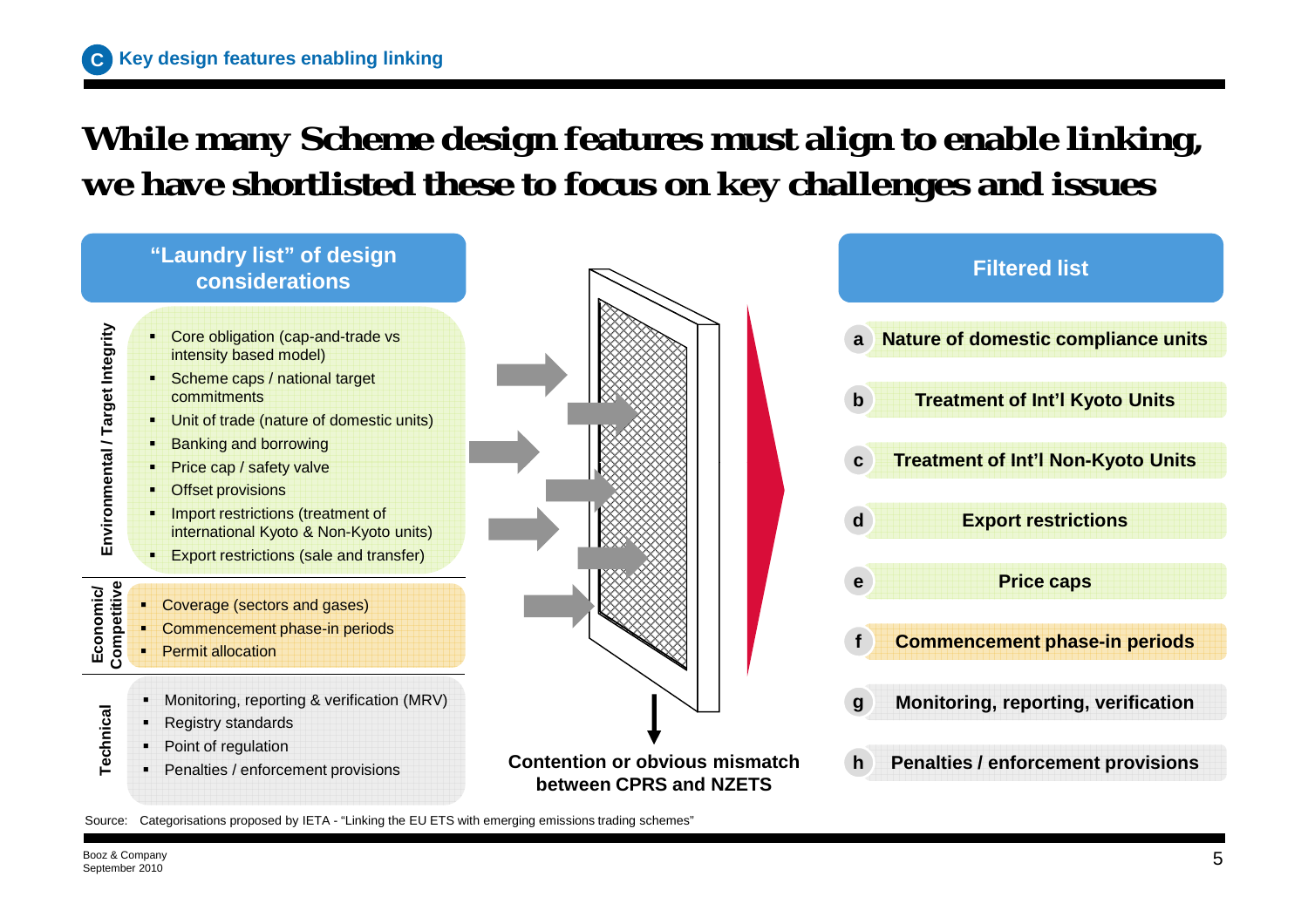**C Key design features enabling linking**

# While many Scheme design features must align to enable linking, we have shortlisted these to focus on key challenges and issues

## "Laundry list" of design considerations

**Environmental / Target Integrity**

- Core obligation (cap-and-trade vs intensity based model)
- Scheme caps / national target commitments
- Unit of trade (nature of domestic units)
- Banking and borrowing
- Price cap / safety valve
- Offset provisions
- Import restrictions (treatment of international Kyoto & Non-Kyoto units)
- Export restrictions (sale and transfer)

**Economic/ Competitive**

- Coverage (sectors and gases)
- Commencement phase-in periods
- Permit allocation

**Technical**

- Monitoring, reporting & verification (MRV)
- Registry standards
- Point of regulation
- Penalties / enforcement provisions

**Contention or obvious mismatch between CPRS and NZETS**

## Filtered list

- **a** Nature of domestic compliance units
- **b** Treatment of Int'l Kyoto Units
- **c** Treatment of Int'l Non-Kyoto Units
- **d** Export restrictions
- **e** Price caps
- **f** Commencement phase-in periods
- **g** Monitoring, reporting, verification
- **h** Penalties / enforcement provisions

Source: Categorisations proposed by IETA - "Linking the EU ETS with emerging emissions trading schemes"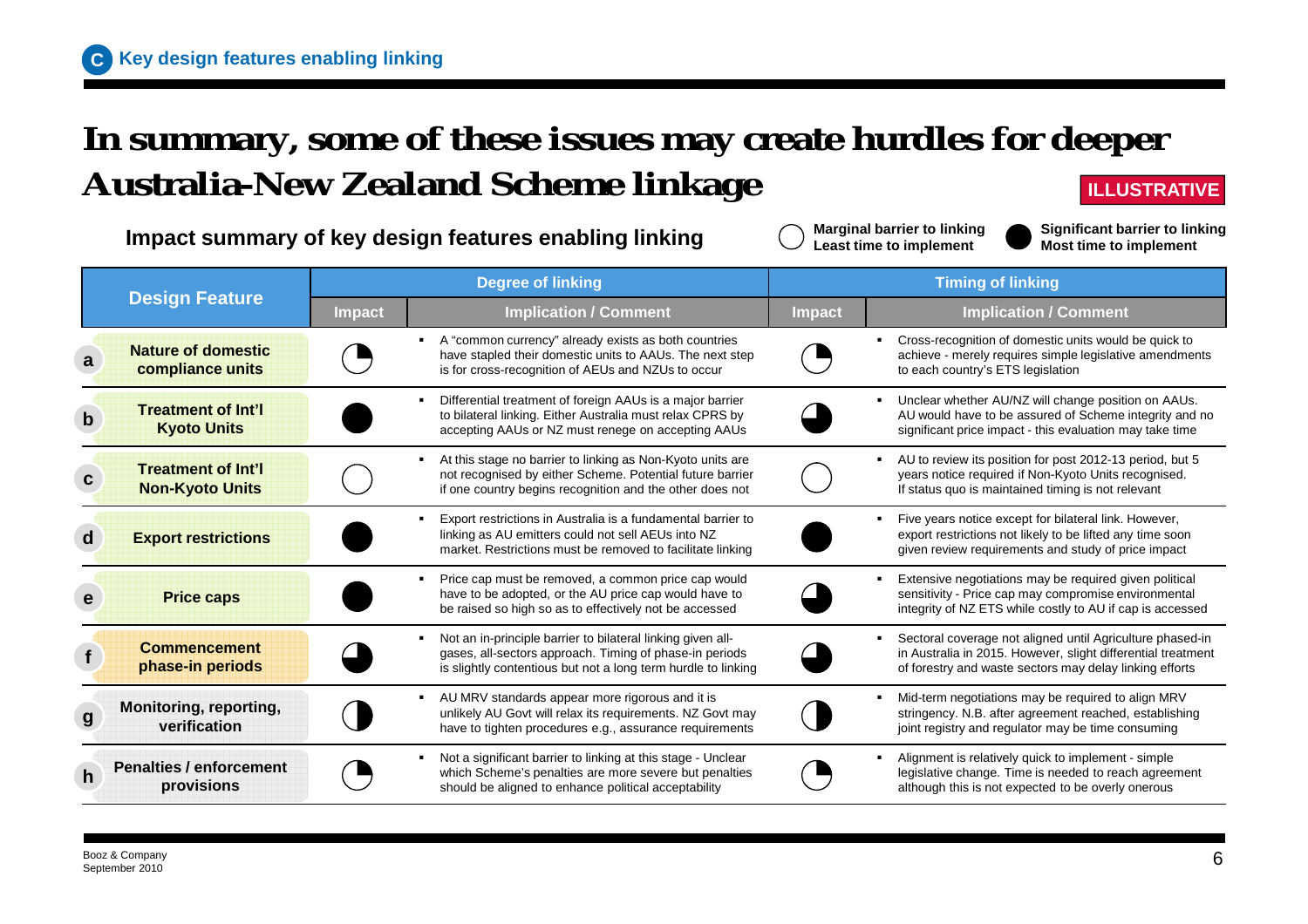**C** Key design features enabling linking

# In summary, some of these issues may create hurdles for deeper Australia-New Zealand Scheme linkage

**ILLUSTRATIVE**

## Impact summary of key design features enabling linking

○ **Marginal barrier to linking / Least time to implement** ● **Significant barrier to linking / Most time to implement**

| | Design Feature | Degree of linking | | Timing of linking | |
|---|---|---|---|---|---|
| | | Impact | Implication / Comment | Impact | Implication / Comment |
| a | Nature of domestic compliance units | ◔ | A "common currency" already exists as both countries have stapled their domestic units to AAUs. The next step is for cross-recognition of AEUs and NZUs to occur | ◔ | Cross-recognition of domestic units would be quick to achieve - merely requires simple legislative amendments to each country's ETS legislation |
| b | Treatment of Int'l Kyoto Units | ● | Differential treatment of foreign AAUs is a major barrier to bilateral linking. Either Australia must relax CPRS by accepting AAUs or NZ must renege on accepting AAUs | ◕ | Unclear whether AU/NZ will change position on AAUs. AU would have to be assured of Scheme integrity and no significant price impact - this evaluation may take time |
| c | Treatment of Int'l Non-Kyoto Units | ○ | At this stage no barrier to linking as Non-Kyoto units are not recognised by either Scheme. Potential future barrier if one country begins recognition and the other does not | ○ | AU to review its position for post 2012-13 period, but 5 years notice required if Non-Kyoto Units recognised. If status quo is maintained timing is not relevant |
| d | Export restrictions | ● | Export restrictions in Australia is a fundamental barrier to linking as AU emitters could not sell AEUs into NZ market. Restrictions must be removed to facilitate linking | ● | Five years notice except for bilateral link. However, export restrictions not likely to be lifted any time soon given review requirements and study of price impact |
| e | Price caps | ● | Price cap must be removed, a common price cap would have to be adopted, or the AU price cap would have to be raised so high so as to effectively not be accessed | ◕ | Extensive negotiations may be required given political sensitivity - Price cap may compromise environmental integrity of NZ ETS while costly to AU if cap is accessed |
| f | Commencement phase-in periods | ◕ | Not an in-principle barrier to bilateral linking given all-gases, all-sectors approach. Timing of phase-in periods is slightly contentious but not a long term hurdle to linking | ◕ | Sectoral coverage not aligned until Agriculture phased-in in Australia in 2015. However, slight differential treatment of forestry and waste sectors may delay linking efforts |
| g | Monitoring, reporting, verification | ◑ | AU MRV standards appear more rigorous and it is unlikely AU Govt will relax its requirements. NZ Govt may have to tighten procedures e.g., assurance requirements | ◑ | Mid-term negotiations may be required to align MRV stringency. N.B. after agreement reached, establishing joint registry and regulator may be time consuming |
| h | Penalties / enforcement provisions | ◔ | Not a significant barrier to linking at this stage - Unclear which Scheme's penalties are more severe but penalties should be aligned to enhance political acceptability | ◔ | Alignment is relatively quick to implement - simple legislative change. Time is needed to reach agreement although this is not expected to be overly onerous |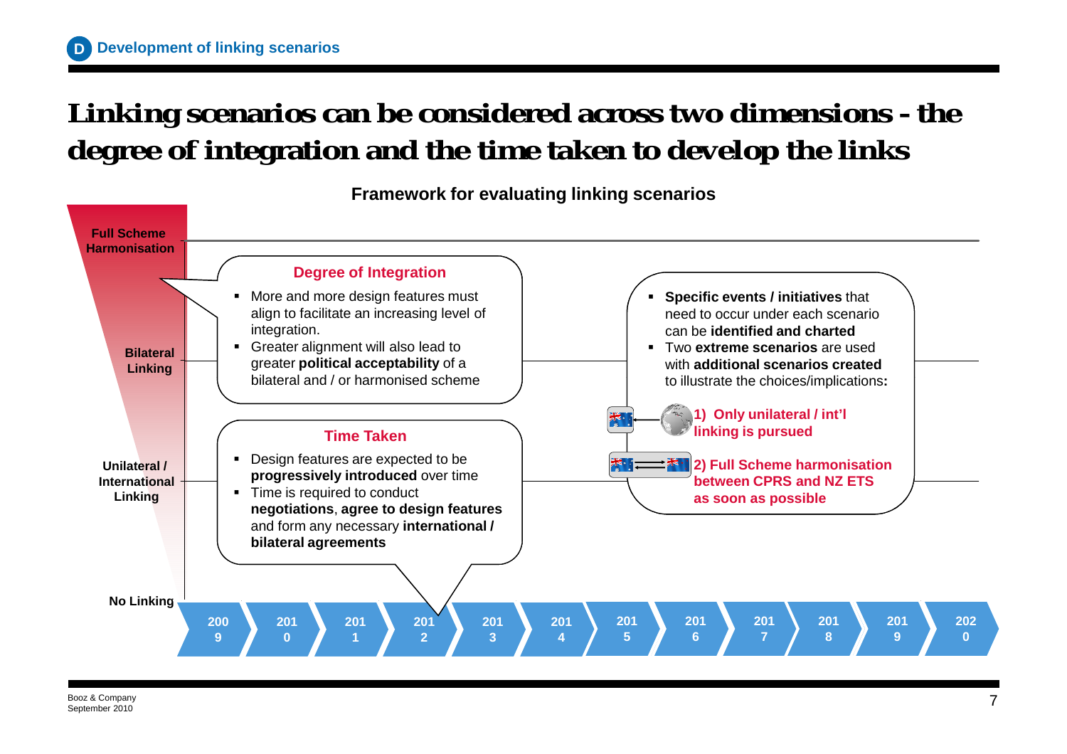**D** Development of linking scenarios

# Linking scenarios can be considered across two dimensions - the degree of integration and the time taken to develop the links

**Framework for evaluating linking scenarios**

Full Scheme Harmonisation

Bilateral Linking

Unilateral / International Linking

No Linking

2009 | 2010 | 2011 | 2012 | 2013 | 2014 | 2015 | 2016 | 2017 | 2018 | 2019 | 2020

### Degree of Integration

- More and more design features must align to facilitate an increasing level of integration.
- Greater alignment will also lead to greater **political acceptability** of a bilateral and / or harmonised scheme

### Time Taken

- Design features are expected to be **progressively introduced** over time
- Time is required to conduct **negotiations**, **agree to design features** and form any necessary **international / bilateral agreements**

- **Specific events / initiatives** that need to occur under each scenario can be **identified and charted**
- Two **extreme scenarios** are used with **additional scenarios created** to illustrate the choices/implications**:**

**1) Only unilateral / int'l linking is pursued**

**2) Full Scheme harmonisation between CPRS and NZ ETS as soon as possible**

Booz & Company
September 2010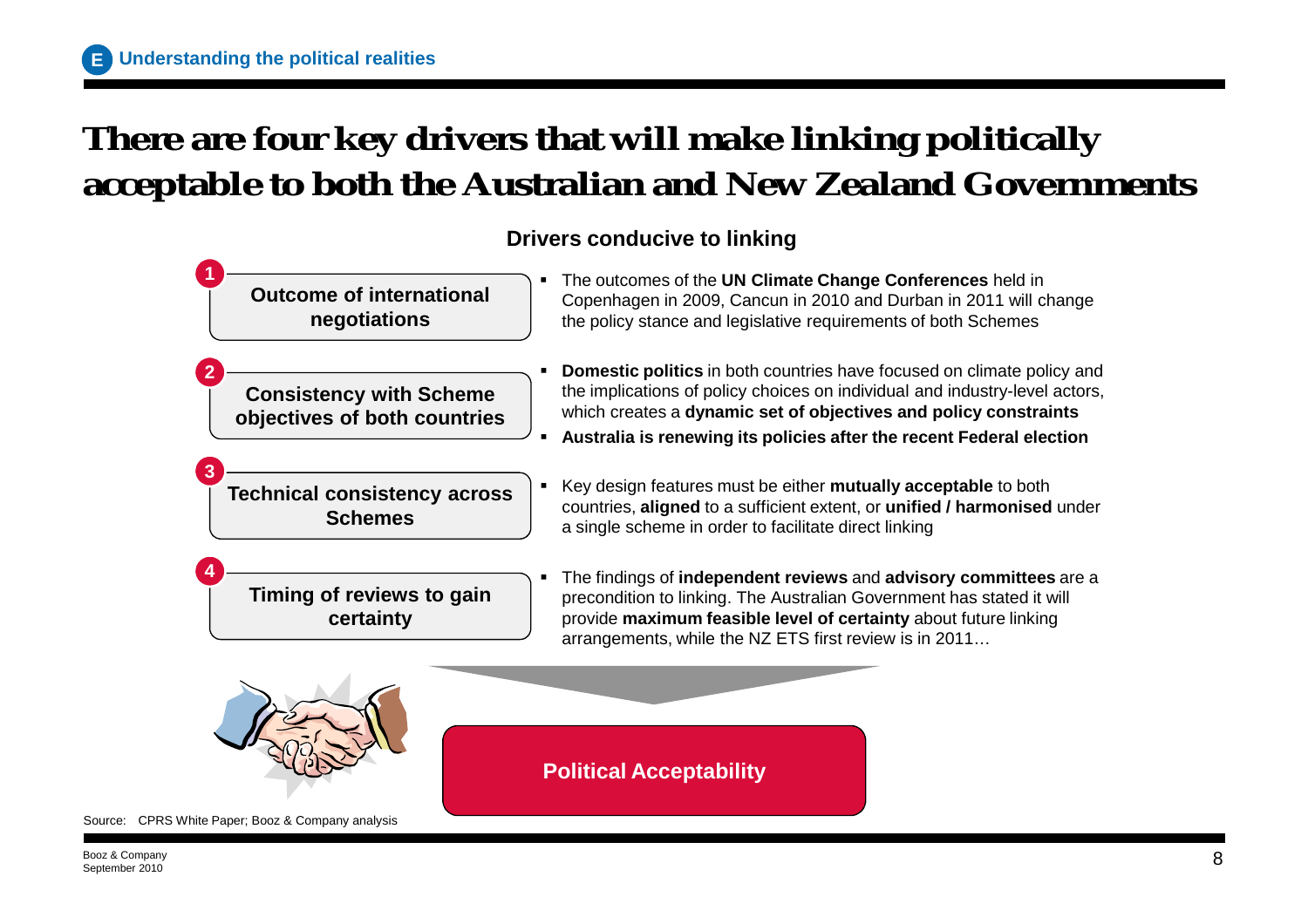**E** **Understanding the political realities**

# There are four key drivers that will make linking politically acceptable to both the Australian and New Zealand Governments

**Drivers conducive to linking**

**1 Outcome of international negotiations**

- The outcomes of the **UN Climate Change Conferences** held in Copenhagen in 2009, Cancun in 2010 and Durban in 2011 will change the policy stance and legislative requirements of both Schemes

**2 Consistency with Scheme objectives of both countries**

- **Domestic politics** in both countries have focused on climate policy and the implications of policy choices on individual and industry-level actors, which creates a **dynamic set of objectives and policy constraints**
- **Australia is renewing its policies after the recent Federal election**

**3 Technical consistency across Schemes**

- Key design features must be either **mutually acceptable** to both countries, **aligned** to a sufficient extent, or **unified / harmonised** under a single scheme in order to facilitate direct linking

**4 Timing of reviews to gain certainty**

- The findings of **independent reviews** and **advisory committees** are a precondition to linking. The Australian Government has stated it will provide **maximum feasible level of certainty** about future linking arrangements, while the NZ ETS first review is in 2011…

**Political Acceptability**

Source: CPRS White Paper; Booz & Company analysis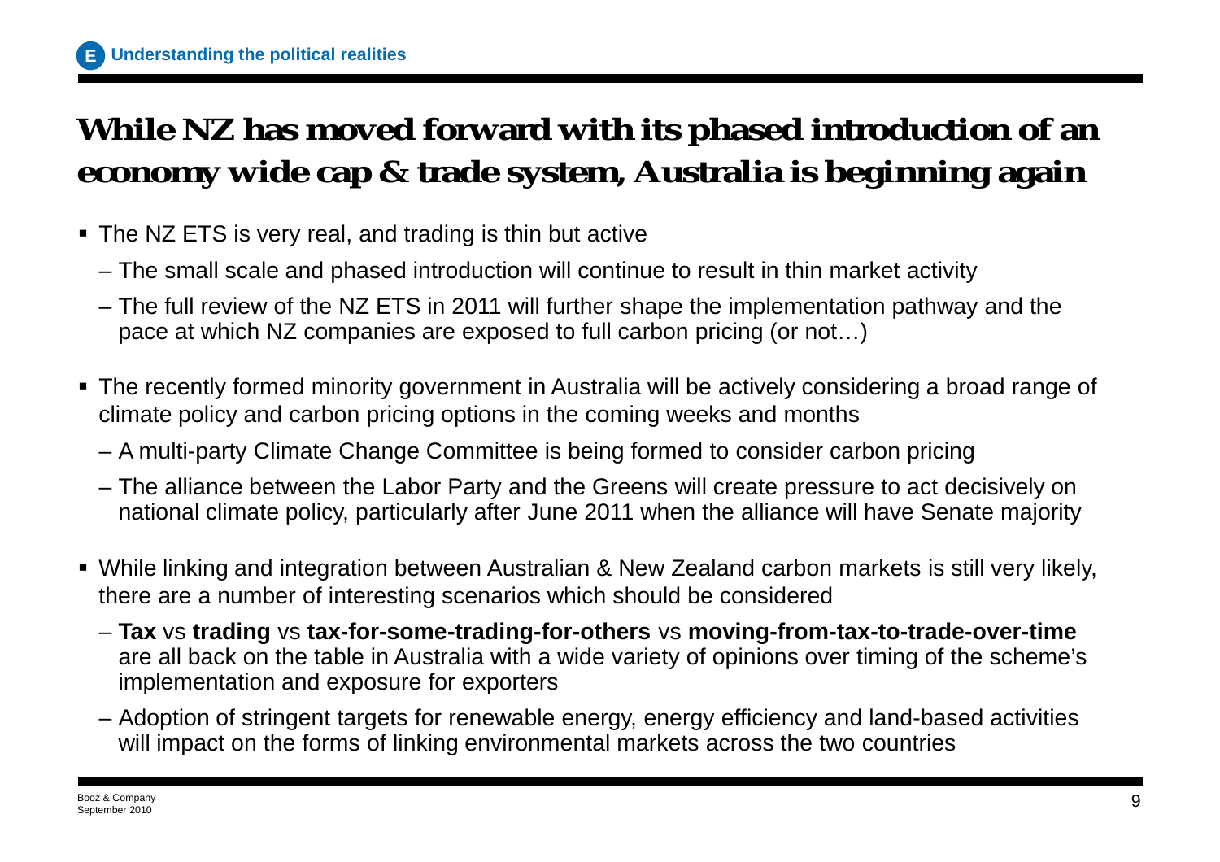**E** **Understanding the political realities**

# While NZ has moved forward with its phased introduction of an economy wide cap & trade system, Australia is beginning again

- The NZ ETS is very real, and trading is thin but active
  - The small scale and phased introduction will continue to result in thin market activity
  - The full review of the NZ ETS in 2011 will further shape the implementation pathway and the pace at which NZ companies are exposed to full carbon pricing (or not…)
- The recently formed minority government in Australia will be actively considering a broad range of climate policy and carbon pricing options in the coming weeks and months
  - A multi-party Climate Change Committee is being formed to consider carbon pricing
  - The alliance between the Labor Party and the Greens will create pressure to act decisively on national climate policy, particularly after June 2011 when the alliance will have Senate majority
- While linking and integration between Australian & New Zealand carbon markets is still very likely, there are a number of interesting scenarios which should be considered
  - **Tax** vs **trading** vs **tax-for-some-trading-for-others** vs **moving-from-tax-to-trade-over-time** are all back on the table in Australia with a wide variety of opinions over timing of the scheme's implementation and exposure for exporters
  - Adoption of stringent targets for renewable energy, energy efficiency and land-based activities will impact on the forms of linking environmental markets across the two countries

Booz & Company
September 2010